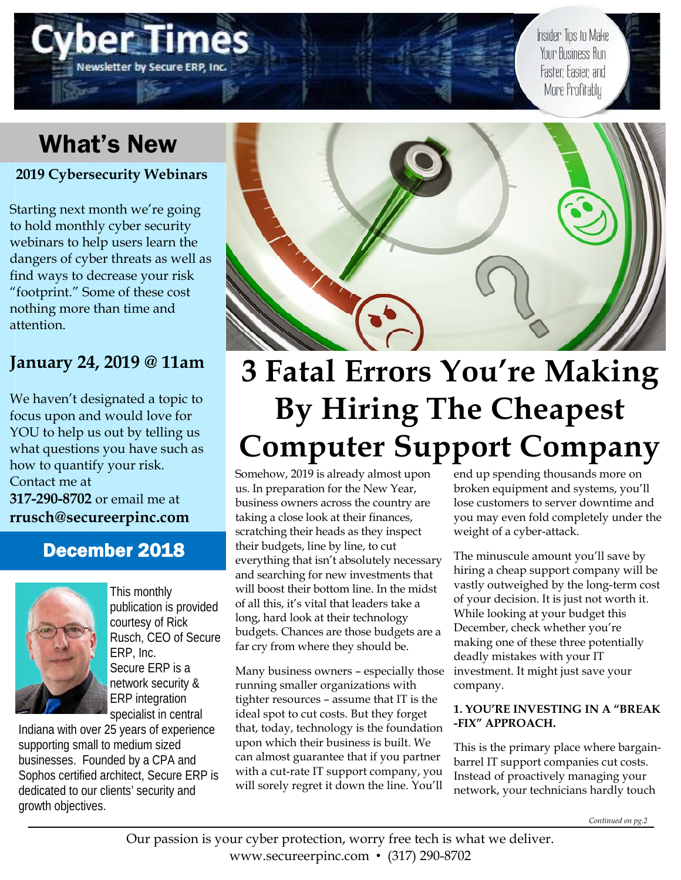# Cyber Times

Newsletter by Secure ERP, Inc.

Insider Tips to Make Your Business Run Faster, Easier, and More Profitably

## What's New

**2019 Cybersecurity Webinars**

Starting next month we're going to hold monthly cyber security webinars to help users learn the dangers of cyber threats as well as find ways to decrease your risk "footprint." Some of these cost nothing more than time and attention.

### January 24, 2019 @ 11am

We haven't designated a topic to focus upon and would love for YOU to help us out by telling us what questions you have such as how to quantify your risk. Contact me at **317-290-8702** or email me at **rrusch@secureerpinc.com**

## December 2018

This monthly publication is provided courtesy of Rick Rusch, CEO of Secure ERP, Inc. Secure ERP is a network security & ERP integration specialist in central Indiana with over 25 years of experience supporting small to medium sized businesses. Founded by a CPA and Sophos certified architect, Secure ERP is dedicated to our clients' security and growth objectives.

# 3 Fatal Errors You're Making By Hiring The Cheapest Computer Support Company

Somehow, 2019 is already almost upon us. In preparation for the New Year, business owners across the country are taking a close look at their finances, scratching their heads as they inspect their budgets, line by line, to cut everything that isn't absolutely necessary and searching for new investments that will boost their bottom line. In the midst of all this, it's vital that leaders take a long, hard look at their technology budgets. Chances are those budgets are a far cry from where they should be.

Many business owners – especially those running smaller organizations with tighter resources – assume that IT is the ideal spot to cut costs. But they forget that, today, technology is the foundation upon which their business is built. We can almost guarantee that if you partner with a cut-rate IT support company, you will sorely regret it down the line. You'll end up spending thousands more on broken equipment and systems, you'll lose customers to server downtime and you may even fold completely under the weight of a cyber-attack.

The minuscule amount you'll save by hiring a cheap support company will be vastly outweighed by the long-term cost of your decision. It is just not worth it. While looking at your budget this December, check whether you're making one of these three potentially deadly mistakes with your IT investment. It might just save your company.

**1. YOU'RE INVESTING IN A "BREAK -FIX" APPROACH.**

This is the primary place where bargain-barrel IT support companies cut costs. Instead of proactively managing your network, your technicians hardly touch

*Continued on pg.2*

Our passion is your cyber protection, worry free tech is what we deliver.
www.secureerpinc.com • (317) 290-8702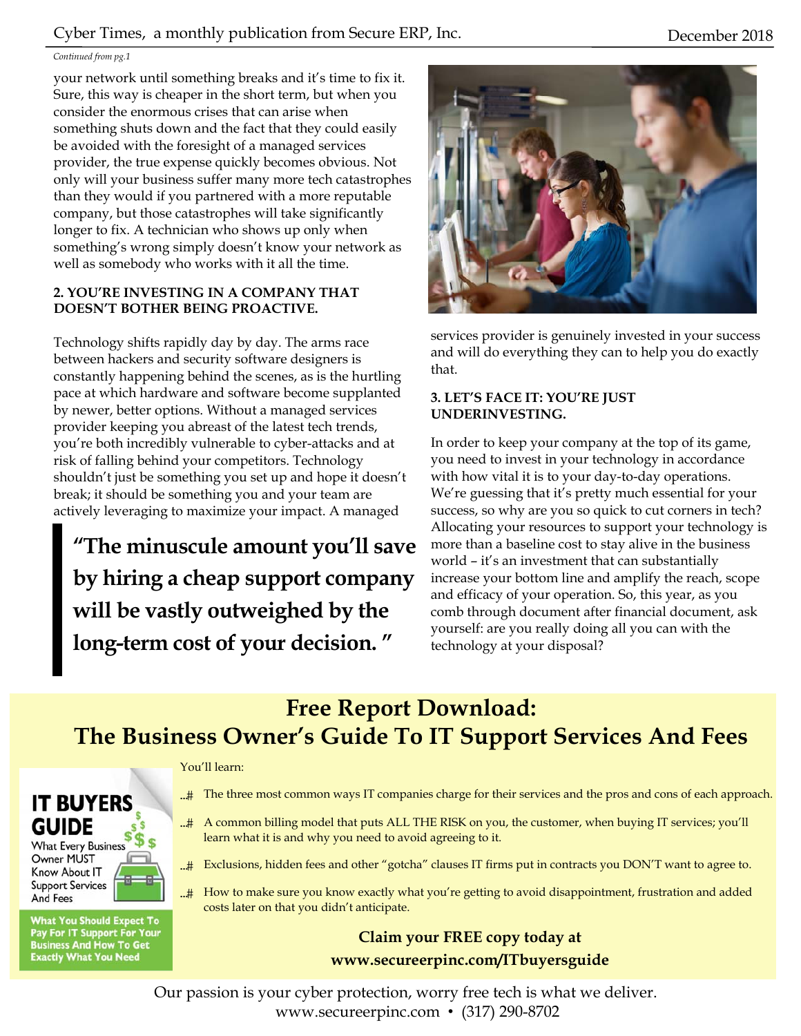*Continued from pg.1*

your network until something breaks and it's time to fix it. Sure, this way is cheaper in the short term, but when you consider the enormous crises that can arise when something shuts down and the fact that they could easily be avoided with the foresight of a managed services provider, the true expense quickly becomes obvious. Not only will your business suffer many more tech catastrophes than they would if you partnered with a more reputable company, but those catastrophes will take significantly longer to fix. A technician who shows up only when something's wrong simply doesn't know your network as well as somebody who works with it all the time.

**2. YOU'RE INVESTING IN A COMPANY THAT DOESN'T BOTHER BEING PROACTIVE.**

Technology shifts rapidly day by day. The arms race between hackers and security software designers is constantly happening behind the scenes, as is the hurtling pace at which hardware and software become supplanted by newer, better options. Without a managed services provider keeping you abreast of the latest tech trends, you're both incredibly vulnerable to cyber-attacks and at risk of falling behind your competitors. Technology shouldn't just be something you set up and hope it doesn't break; it should be something you and your team are actively leveraging to maximize your impact. A managed services provider is genuinely invested in your success and will do everything they can to help you do exactly that.

> **"The minuscule amount you'll save by hiring a cheap support company will be vastly outweighed by the long-term cost of your decision. "**

**3. LET'S FACE IT: YOU'RE JUST UNDERINVESTING.**

In order to keep your company at the top of its game, you need to invest in your technology in accordance with how vital it is to your day-to-day operations. We're guessing that it's pretty much essential for your success, so why are you so quick to cut corners in tech? Allocating your resources to support your technology is more than a baseline cost to stay alive in the business world – it's an investment that can substantially increase your bottom line and amplify the reach, scope and efficacy of your operation. So, this year, as you comb through document after financial document, ask yourself: are you really doing all you can with the technology at your disposal?

## Free Report Download: The Business Owner's Guide To IT Support Services And Fees

**IT BUYERS GUIDE**
What Every Business Owner MUST Know About IT Support Services And Fees

**What You Should Expect To Pay For IT Support For Your Business And How To Get Exactly What You Need**

You'll learn:

- The three most common ways IT companies charge for their services and the pros and cons of each approach.
- A common billing model that puts ALL THE RISK on you, the customer, when buying IT services; you'll learn what it is and why you need to avoid agreeing to it.
- Exclusions, hidden fees and other "gotcha" clauses IT firms put in contracts you DON'T want to agree to.
- How to make sure you know exactly what you're getting to avoid disappointment, frustration and added costs later on that you didn't anticipate.

**Claim your FREE copy today at www.secureerpinc.com/ITbuyersguide**

Our passion is your cyber protection, worry free tech is what we deliver.
www.secureerpinc.com • (317) 290-8702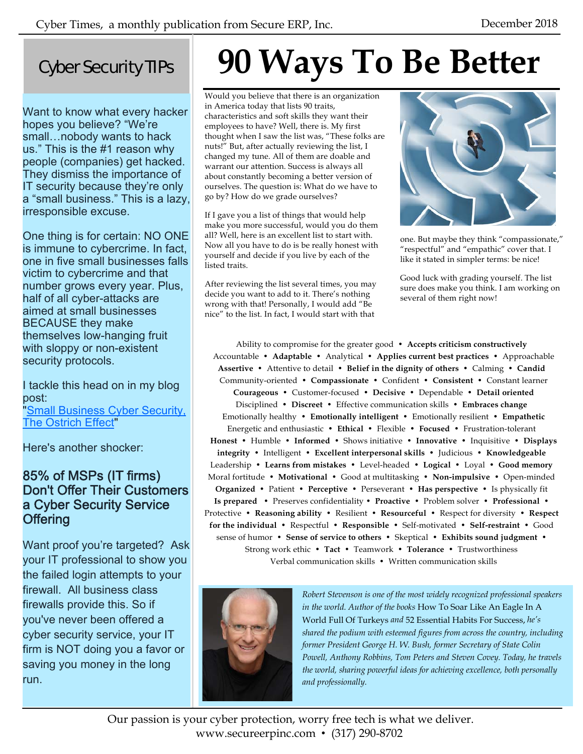## Cyber Security TIPs

Want to know what every hacker hopes you believe? "We're small…nobody wants to hack us." This is the #1 reason why people (companies) get hacked. They dismiss the importance of IT security because they're only a "small business." This is a lazy, irresponsible excuse.

One thing is for certain: NO ONE is immune to cybercrime. In fact, one in five small businesses falls victim to cybercrime and that number grows every year. Plus, half of all cyber-attacks are aimed at small businesses BECAUSE they make themselves low-hanging fruit with sloppy or non-existent security protocols.

I tackle this head on in my blog post: "Small Business Cyber Security, The Ostrich Effect"

Here's another shocker:

### 85% of MSPs (IT firms) Don't Offer Their Customers a Cyber Security Service Offering

Want proof you're targeted? Ask your IT professional to show you the failed login attempts to your firewall. All business class firewalls provide this. So if you've never been offered a cyber security service, your IT firm is NOT doing you a favor or saving you money in the long run.

# 90 Ways To Be Better

Would you believe that there is an organization in America today that lists 90 traits, characteristics and soft skills they want their employees to have? Well, there is. My first thought when I saw the list was, "These folks are nuts!" But, after actually reviewing the list, I changed my tune. All of them are doable and warrant our attention. Success is always all about constantly becoming a better version of ourselves. The question is: What do we have to go by? How do we grade ourselves?

If I gave you a list of things that would help make you more successful, would you do them all? Well, here is an excellent list to start with. Now all you have to do is be really honest with yourself and decide if you live by each of the listed traits.

After reviewing the list several times, you may decide you want to add to it. There's nothing wrong with that! Personally, I would add "Be nice" to the list. In fact, I would start with that one. But maybe they think "compassionate," "respectful" and "empathic" cover that. I like it stated in simpler terms: be nice!

Good luck with grading yourself. The list sure does make you think. I am working on several of them right now!

Ability to compromise for the greater good • **Accepts criticism constructively** • Accountable • **Adaptable** • Analytical • **Applies current best practices** • Approachable • **Assertive** • Attentive to detail • **Belief in the dignity of others** • Calming • **Candid** • Community-oriented • **Compassionate** • Confident • **Consistent** • Constant learner • **Courageous** • Customer-focused • **Decisive** • Dependable • **Detail oriented** • Disciplined • **Discreet** • Effective communication skills • **Embraces change** • Emotionally healthy • **Emotionally intelligent** • Emotionally resilient • **Empathetic** • Energetic and enthusiastic • **Ethical** • Flexible • **Focused** • Frustration-tolerant • **Honest** • Humble • **Informed** • Shows initiative • **Innovative** • Inquisitive • **Displays integrity** • Intelligent • **Excellent interpersonal skills** • Judicious • **Knowledgeable** • Leadership • **Learns from mistakes** • Level-headed • **Logical** • Loyal • **Good memory** • Moral fortitude • **Motivational** • Good at multitasking • **Non-impulsive** • Open-minded • **Organized** • Patient • **Perceptive** • Perseverant • **Has perspective** • Is physically fit • **Is prepared** • Preserves confidentiality • **Proactive** • Problem solver • **Professional** • Protective • **Reasoning ability** • Resilient • **Resourceful** • Respect for diversity • **Respect for the individual** • Respectful • **Responsible** • Self-motivated • **Self-restraint** • Good sense of humor • **Sense of service to others** • Skeptical • **Exhibits sound judgment** • Strong work ethic • **Tact** • Teamwork • **Tolerance** • Trustworthiness • Verbal communication skills • Written communication skills

*Robert Stevenson is one of the most widely recognized professional speakers in the world. Author of the books* How To Soar Like An Eagle In A World Full Of Turkeys *and* 52 Essential Habits For Success, *he's shared the podium with esteemed figures from across the country, including former President George H. W. Bush, former Secretary of State Colin Powell, Anthony Robbins, Tom Peters and Steven Covey. Today, he travels the world, sharing powerful ideas for achieving excellence, both personally and professionally.*

Our passion is your cyber protection, worry free tech is what we deliver.
www.secureerpinc.com • (317) 290-8702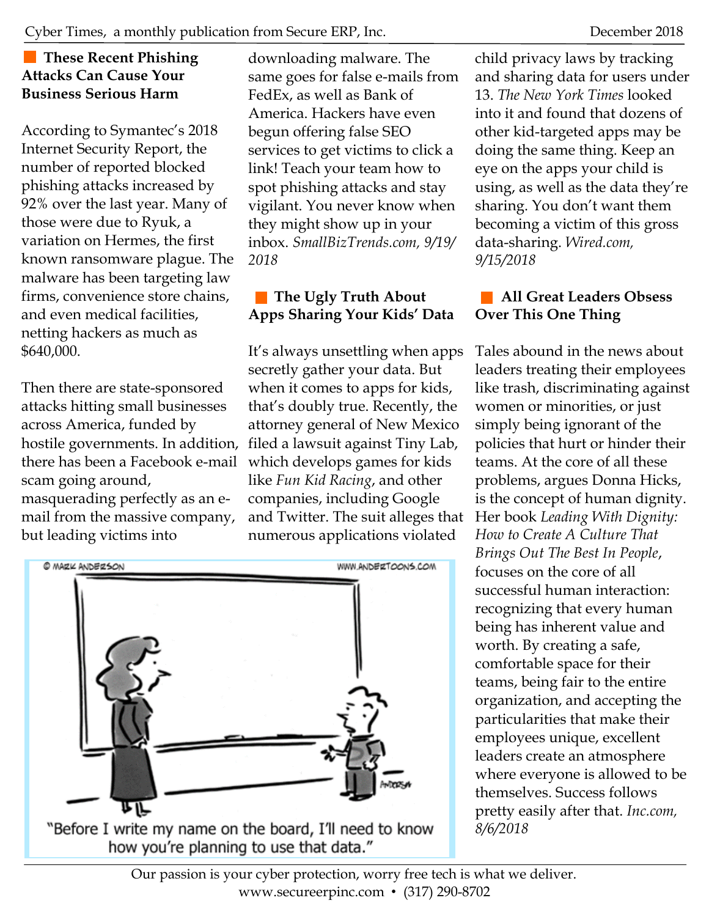## These Recent Phishing Attacks Can Cause Your Business Serious Harm

According to Symantec's 2018 Internet Security Report, the number of reported blocked phishing attacks increased by 92% over the last year. Many of those were due to Ryuk, a variation on Hermes, the first known ransomware plague. The malware has been targeting law firms, convenience store chains, and even medical facilities, netting hackers as much as $640,000.

Then there are state-sponsored attacks hitting small businesses across America, funded by hostile governments. In addition, there has been a Facebook e-mail scam going around, masquerading perfectly as an e-mail from the massive company, but leading victims into downloading malware. The same goes for false e-mails from FedEx, as well as Bank of America. Hackers have even begun offering false SEO services to get victims to click a link! Teach your team how to spot phishing attacks and stay vigilant. You never know when they might show up in your inbox. *SmallBizTrends.com, 9/19/2018*

## The Ugly Truth About Apps Sharing Your Kids' Data

It's always unsettling when apps secretly gather your data. But when it comes to apps for kids, that's doubly true. Recently, the attorney general of New Mexico filed a lawsuit against Tiny Lab, which develops games for kids like *Fun Kid Racing*, and other companies, including Google and Twitter. The suit alleges that numerous applications violated child privacy laws by tracking and sharing data for users under 13. *The New York Times* looked into it and found that dozens of other kid-targeted apps may be doing the same thing. Keep an eye on the apps your child is using, as well as the data they're sharing. You don't want them becoming a victim of this gross data-sharing. *Wired.com, 9/15/2018*

"Before I write my name on the board, I'll need to know how you're planning to use that data."

## All Great Leaders Obsess Over This One Thing

Tales abound in the news about leaders treating their employees like trash, discriminating against women or minorities, or just simply being ignorant of the policies that hurt or hinder their teams. At the core of all these problems, argues Donna Hicks, is the concept of human dignity. Her book *Leading With Dignity: How to Create A Culture That Brings Out The Best In People*, focuses on the core of all successful human interaction: recognizing that every human being has inherent value and worth. By creating a safe, comfortable space for their teams, being fair to the entire organization, and accepting the particularities that make their employees unique, excellent leaders create an atmosphere where everyone is allowed to be themselves. Success follows pretty easily after that. *Inc.com, 8/6/2018*